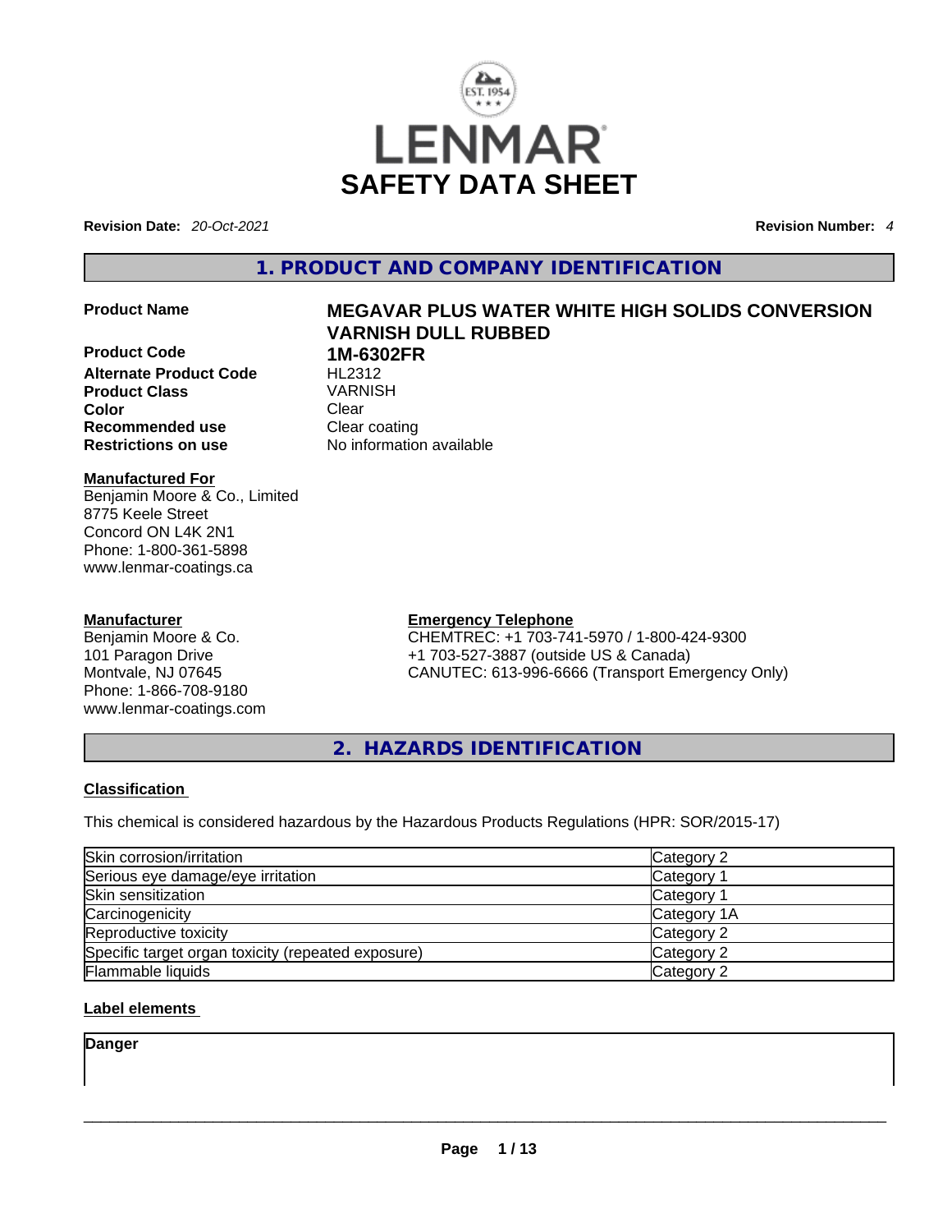# LENMAR SAFETY DATA SHEET

**Revision Date:** *20-Oct-2021*

**Revision Number:** *4*

## 1. PRODUCT AND COMPANY IDENTIFICATION

| | |
|---|---|
| **Product Name** | **MEGAVAR PLUS WATER WHITE HIGH SOLIDS CONVERSION VARNISH DULL RUBBED** |
| **Product Code** | **1M-6302FR** |
| **Alternate Product Code** | HL2312 |
| **Product Class** | VARNISH |
| **Color** | Clear |
| **Recommended use** | Clear coating |
| **Restrictions on use** | No information available |

**Manufactured For**
Benjamin Moore & Co., Limited
8775 Keele Street
Concord ON L4K 2N1
Phone: 1-800-361-5898
www.lenmar-coatings.ca

**Manufacturer**
Benjamin Moore & Co.
101 Paragon Drive
Montvale, NJ 07645
Phone: 1-866-708-9180
www.lenmar-coatings.com

**Emergency Telephone**
CHEMTREC: +1 703-741-5970 / 1-800-424-9300
+1 703-527-3887 (outside US & Canada)
CANUTEC: 613-996-6666 (Transport Emergency Only)

## 2. HAZARDS IDENTIFICATION

**Classification**

This chemical is considered hazardous by the Hazardous Products Regulations (HPR: SOR/2015-17)

| | |
|---|---|
| Skin corrosion/irritation | Category 2 |
| Serious eye damage/eye irritation | Category 1 |
| Skin sensitization | Category 1 |
| Carcinogenicity | Category 1A |
| Reproductive toxicity | Category 2 |
| Specific target organ toxicity (repeated exposure) | Category 2 |
| Flammable liquids | Category 2 |

**Label elements**

**Danger**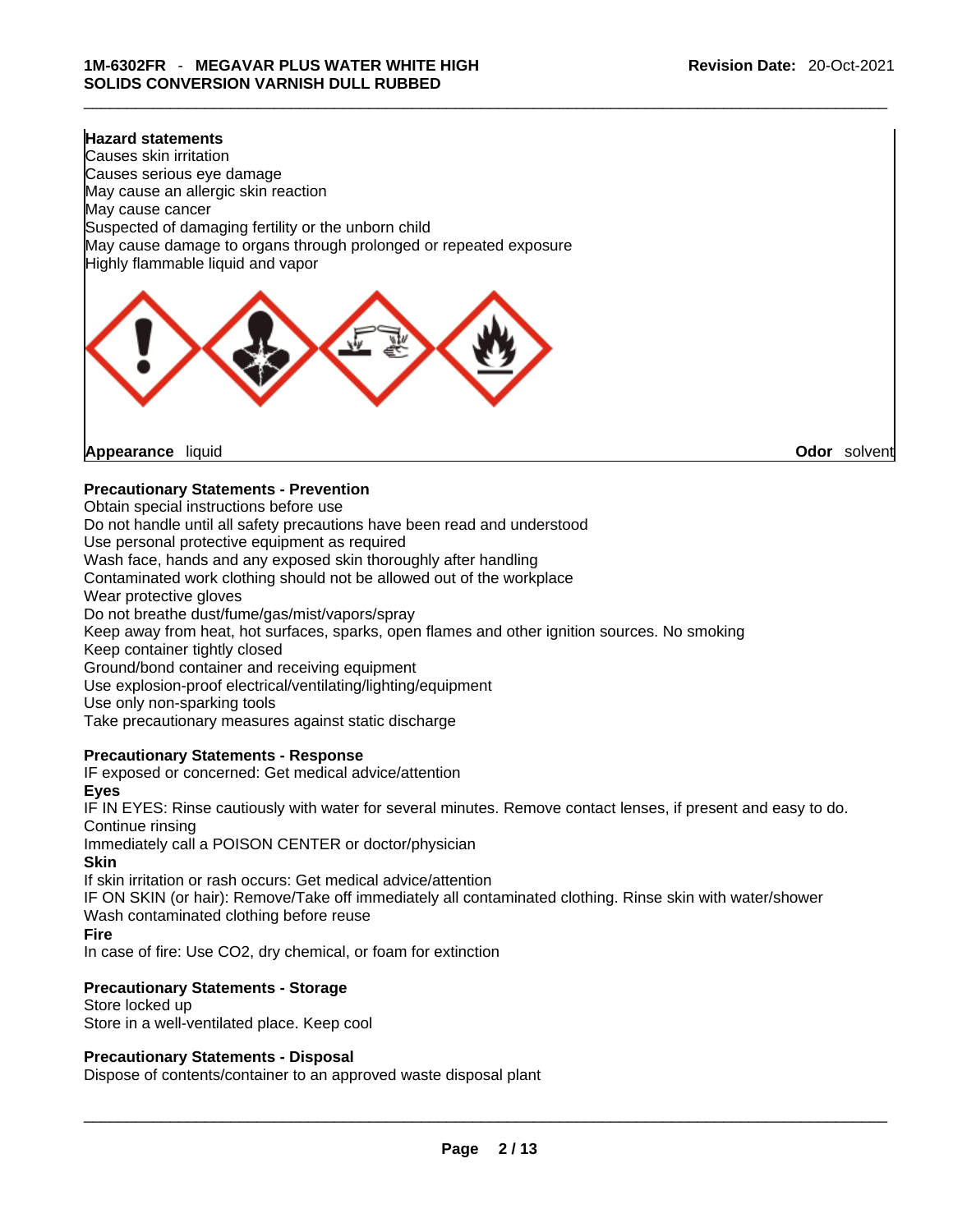**Hazard statements**
Causes skin irritation
Causes serious eye damage
May cause an allergic skin reaction
May cause cancer
Suspected of damaging fertility or the unborn child
May cause damage to organs through prolonged or repeated exposure
Highly flammable liquid and vapor

**Appearance** liquid **Odor** solvent

**Precautionary Statements - Prevention**
Obtain special instructions before use
Do not handle until all safety precautions have been read and understood
Use personal protective equipment as required
Wash face, hands and any exposed skin thoroughly after handling
Contaminated work clothing should not be allowed out of the workplace
Wear protective gloves
Do not breathe dust/fume/gas/mist/vapors/spray
Keep away from heat, hot surfaces, sparks, open flames and other ignition sources. No smoking
Keep container tightly closed
Ground/bond container and receiving equipment
Use explosion-proof electrical/ventilating/lighting/equipment
Use only non-sparking tools
Take precautionary measures against static discharge

**Precautionary Statements - Response**
IF exposed or concerned: Get medical advice/attention
**Eyes**
IF IN EYES: Rinse cautiously with water for several minutes. Remove contact lenses, if present and easy to do. Continue rinsing
Immediately call a POISON CENTER or doctor/physician
**Skin**
If skin irritation or rash occurs: Get medical advice/attention
IF ON SKIN (or hair): Remove/Take off immediately all contaminated clothing. Rinse skin with water/shower
Wash contaminated clothing before reuse
**Fire**
In case of fire: Use CO2, dry chemical, or foam for extinction

**Precautionary Statements - Storage**
Store locked up
Store in a well-ventilated place. Keep cool

**Precautionary Statements - Disposal**
Dispose of contents/container to an approved waste disposal plant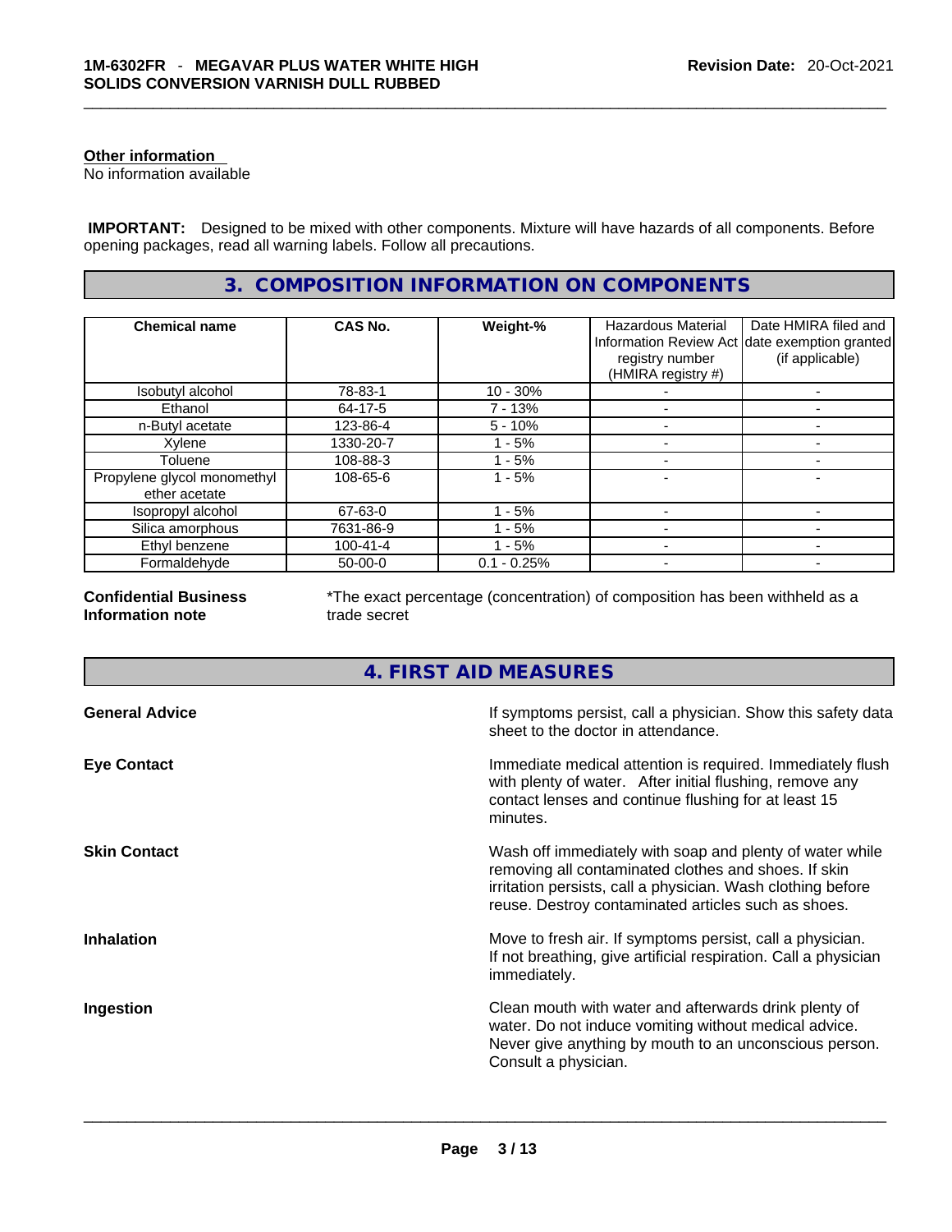**Other information**
No information available

**IMPORTANT:** Designed to be mixed with other components. Mixture will have hazards of all components. Before opening packages, read all warning labels. Follow all precautions.

## 3. COMPOSITION INFORMATION ON COMPONENTS

| Chemical name | CAS No. | Weight-% | Hazardous Material Information Review Act registry number (HMIRA registry #) | Date HMIRA filed and date exemption granted (if applicable) |
|---|---|---|---|---|
| Isobutyl alcohol | 78-83-1 | 10 - 30% | - | - |
| Ethanol | 64-17-5 | 7 - 13% | - | - |
| n-Butyl acetate | 123-86-4 | 5 - 10% | - | - |
| Xylene | 1330-20-7 | 1 - 5% | - | - |
| Toluene | 108-88-3 | 1 - 5% | - | - |
| Propylene glycol monomethyl ether acetate | 108-65-6 | 1 - 5% | - | - |
| Isopropyl alcohol | 67-63-0 | 1 - 5% | - | - |
| Silica amorphous | 7631-86-9 | 1 - 5% | - | - |
| Ethyl benzene | 100-41-4 | 1 - 5% | - | - |
| Formaldehyde | 50-00-0 | 0.1 - 0.25% | - | - |

**Confidential Business Information note**
*The exact percentage (concentration) of composition has been withheld as a trade secret

## 4. FIRST AID MEASURES

**General Advice**
If symptoms persist, call a physician. Show this safety data sheet to the doctor in attendance.

**Eye Contact**
Immediate medical attention is required. Immediately flush with plenty of water. After initial flushing, remove any contact lenses and continue flushing for at least 15 minutes.

**Skin Contact**
Wash off immediately with soap and plenty of water while removing all contaminated clothes and shoes. If skin irritation persists, call a physician. Wash clothing before reuse. Destroy contaminated articles such as shoes.

**Inhalation**
Move to fresh air. If symptoms persist, call a physician. If not breathing, give artificial respiration. Call a physician immediately.

**Ingestion**
Clean mouth with water and afterwards drink plenty of water. Do not induce vomiting without medical advice. Never give anything by mouth to an unconscious person. Consult a physician.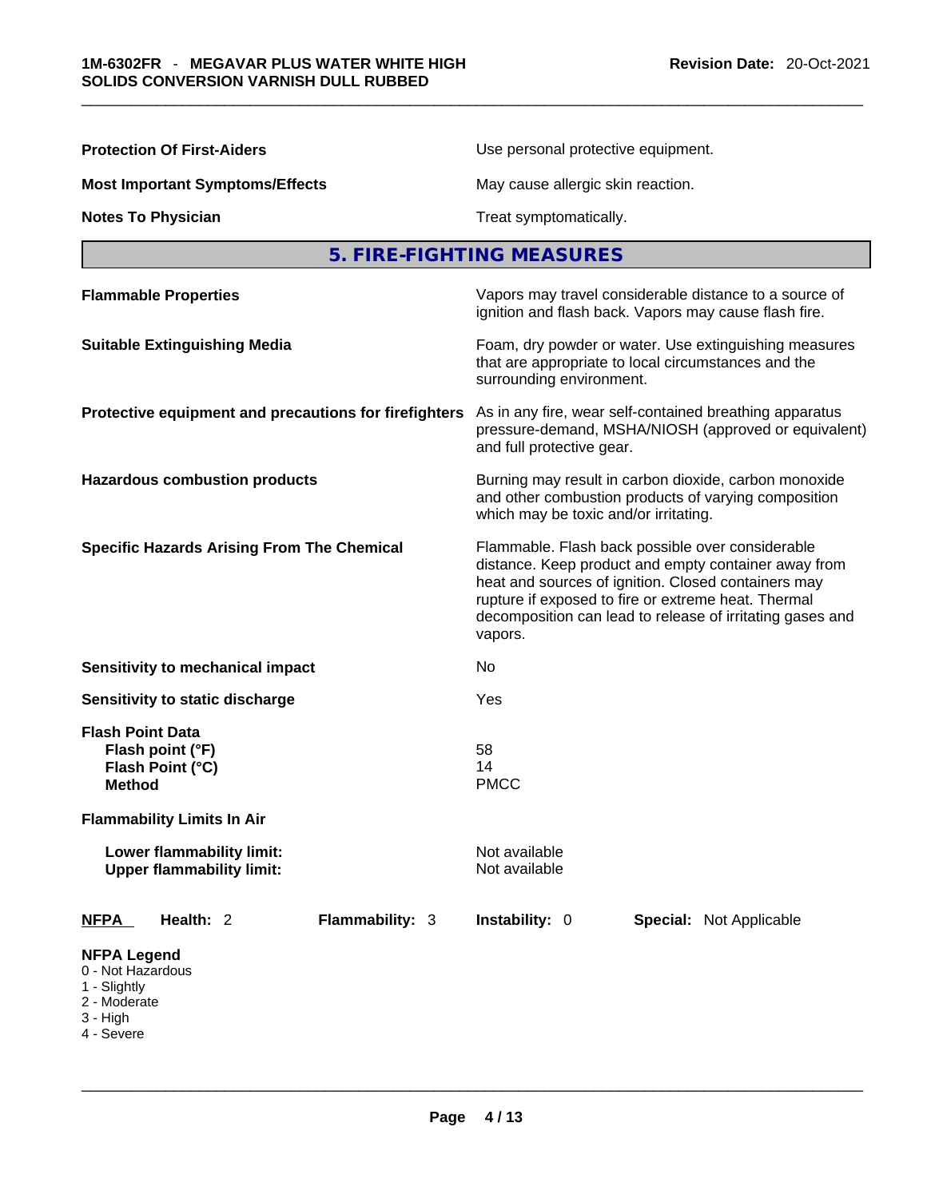**Protection Of First-Aiders** Use personal protective equipment.

**Most Important Symptoms/Effects** May cause allergic skin reaction.

**Notes To Physician** Treat symptomatically.

## 5. FIRE-FIGHTING MEASURES

**Flammable Properties** Vapors may travel considerable distance to a source of ignition and flash back. Vapors may cause flash fire.

**Suitable Extinguishing Media** Foam, dry powder or water. Use extinguishing measures that are appropriate to local circumstances and the surrounding environment.

**Protective equipment and precautions for firefighters** As in any fire, wear self-contained breathing apparatus pressure-demand, MSHA/NIOSH (approved or equivalent) and full protective gear.

**Hazardous combustion products** Burning may result in carbon dioxide, carbon monoxide and other combustion products of varying composition which may be toxic and/or irritating.

**Specific Hazards Arising From The Chemical** Flammable. Flash back possible over considerable distance. Keep product and empty container away from heat and sources of ignition. Closed containers may rupture if exposed to fire or extreme heat. Thermal decomposition can lead to release of irritating gases and vapors.

**Sensitivity to mechanical impact** No

**Sensitivity to static discharge** Yes

**Flash Point Data**
**Flash point (°F)** 58
**Flash Point (°C)** 14
**Method** PMCC

**Flammability Limits In Air**

**Lower flammability limit:** Not available
**Upper flammability limit:** Not available

**NFPA** **Health:** 2 **Flammability:** 3 **Instability:** 0 **Special:** Not Applicable

**NFPA Legend**
0 - Not Hazardous
1 - Slightly
2 - Moderate
3 - High
4 - Severe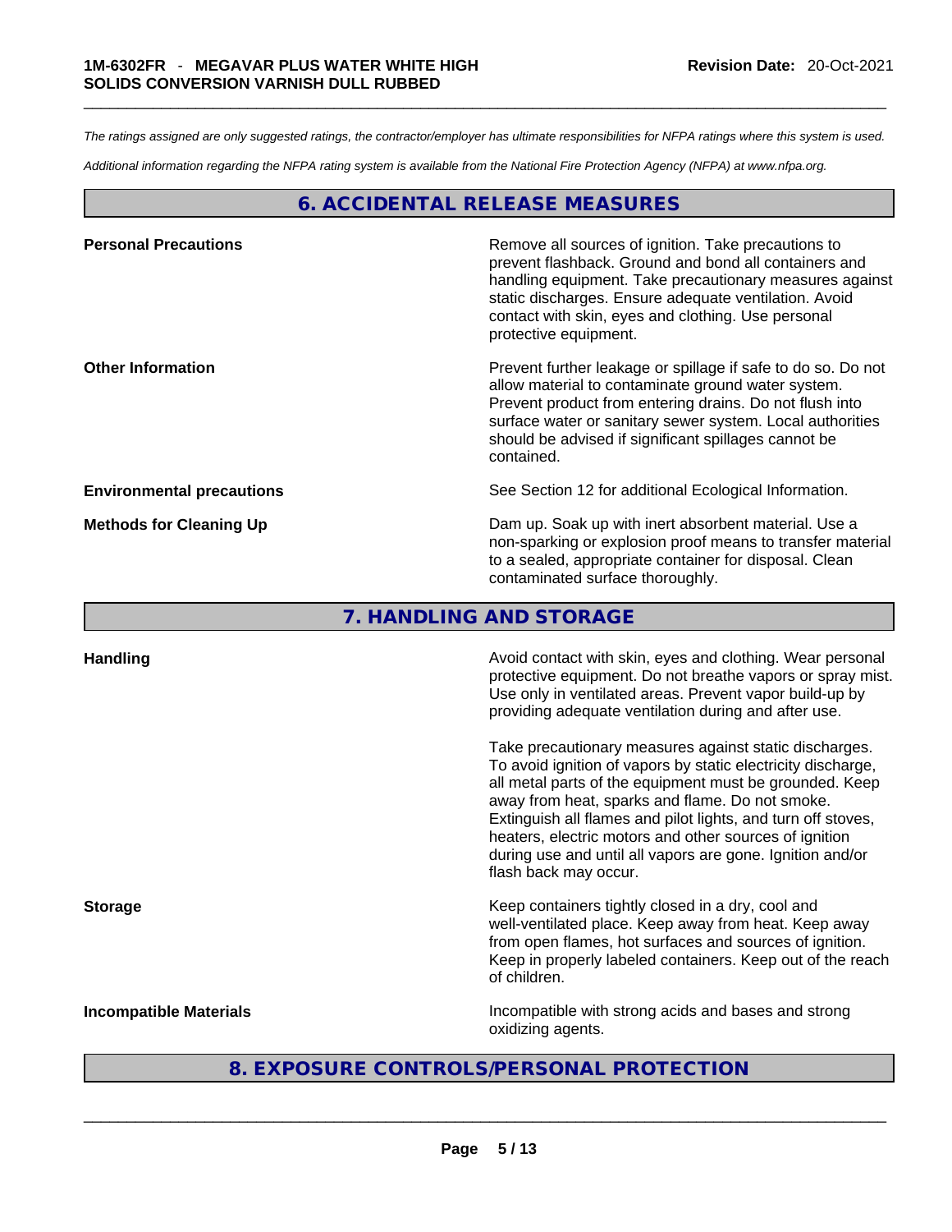*The ratings assigned are only suggested ratings, the contractor/employer has ultimate responsibilities for NFPA ratings where this system is used.*

*Additional information regarding the NFPA rating system is available from the National Fire Protection Agency (NFPA) at www.nfpa.org.*

## 6. ACCIDENTAL RELEASE MEASURES

| | |
|---|---|
| **Personal Precautions** | Remove all sources of ignition. Take precautions to prevent flashback. Ground and bond all containers and handling equipment. Take precautionary measures against static discharges. Ensure adequate ventilation. Avoid contact with skin, eyes and clothing. Use personal protective equipment. |
| **Other Information** | Prevent further leakage or spillage if safe to do so. Do not allow material to contaminate ground water system. Prevent product from entering drains. Do not flush into surface water or sanitary sewer system. Local authorities should be advised if significant spillages cannot be contained. |
| **Environmental precautions** | See Section 12 for additional Ecological Information. |
| **Methods for Cleaning Up** | Dam up. Soak up with inert absorbent material. Use a non-sparking or explosion proof means to transfer material to a sealed, appropriate container for disposal. Clean contaminated surface thoroughly. |

## 7. HANDLING AND STORAGE

| | |
|---|---|
| **Handling** | Avoid contact with skin, eyes and clothing. Wear personal protective equipment. Do not breathe vapors or spray mist. Use only in ventilated areas. Prevent vapor build-up by providing adequate ventilation during and after use.<br><br>Take precautionary measures against static discharges. To avoid ignition of vapors by static electricity discharge, all metal parts of the equipment must be grounded. Keep away from heat, sparks and flame. Do not smoke. Extinguish all flames and pilot lights, and turn off stoves, heaters, electric motors and other sources of ignition during use and until all vapors are gone. Ignition and/or flash back may occur. |
| **Storage** | Keep containers tightly closed in a dry, cool and well-ventilated place. Keep away from heat. Keep away from open flames, hot surfaces and sources of ignition. Keep in properly labeled containers. Keep out of the reach of children. |
| **Incompatible Materials** | Incompatible with strong acids and bases and strong oxidizing agents. |

## 8. EXPOSURE CONTROLS/PERSONAL PROTECTION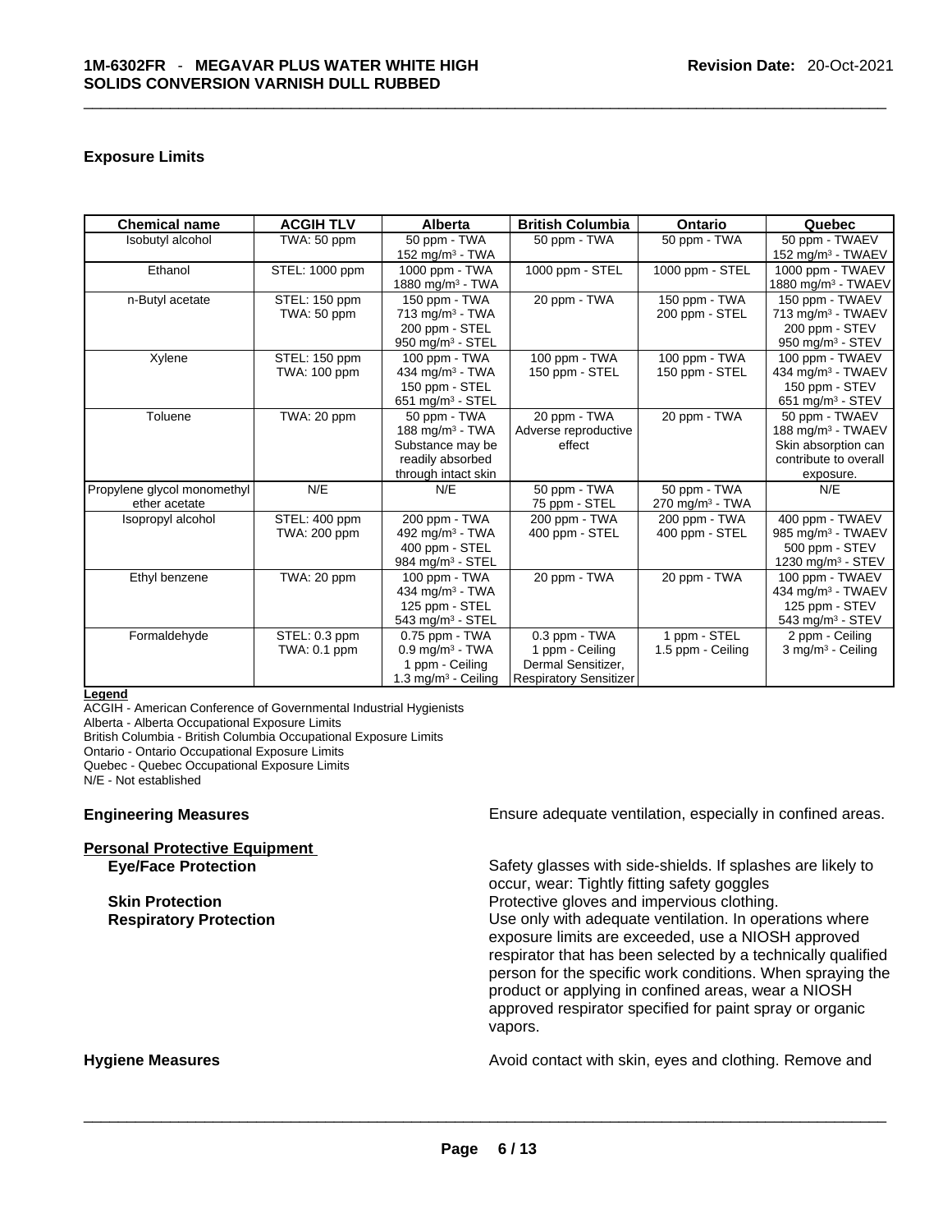### Exposure Limits

| Chemical name | ACGIH TLV | Alberta | British Columbia | Ontario | Quebec |
|---|---|---|---|---|---|
| Isobutyl alcohol | TWA: 50 ppm | 50 ppm - TWA<br>152 mg/m³ - TWA | 50 ppm - TWA | 50 ppm - TWA | 50 ppm - TWAEV<br>152 mg/m³ - TWAEV |
| Ethanol | STEL: 1000 ppm | 1000 ppm - TWA<br>1880 mg/m³ - TWA | 1000 ppm - STEL | 1000 ppm - STEL | 1000 ppm - TWAEV<br>1880 mg/m³ - TWAEV |
| n-Butyl acetate | STEL: 150 ppm<br>TWA: 50 ppm | 150 ppm - TWA<br>713 mg/m³ - TWA<br>200 ppm - STEL<br>950 mg/m³ - STEL | 20 ppm - TWA | 150 ppm - TWA<br>200 ppm - STEL | 150 ppm - TWAEV<br>713 mg/m³ - TWAEV<br>200 ppm - STEV<br>950 mg/m³ - STEV |
| Xylene | STEL: 150 ppm<br>TWA: 100 ppm | 100 ppm - TWA<br>434 mg/m³ - TWA<br>150 ppm - STEL<br>651 mg/m³ - STEL | 100 ppm - TWA<br>150 ppm - STEL | 100 ppm - TWA<br>150 ppm - STEL | 100 ppm - TWAEV<br>434 mg/m³ - TWAEV<br>150 ppm - STEV<br>651 mg/m³ - STEV |
| Toluene | TWA: 20 ppm | 50 ppm - TWA<br>188 mg/m³ - TWA<br>Substance may be readily absorbed through intact skin | 20 ppm - TWA<br>Adverse reproductive effect | 20 ppm - TWA | 50 ppm - TWAEV<br>188 mg/m³ - TWAEV<br>Skin absorption can contribute to overall exposure. |
| Propylene glycol monomethyl ether acetate | N/E | N/E | 50 ppm - TWA<br>75 ppm - STEL | 50 ppm - TWA<br>270 mg/m³ - TWA | N/E |
| Isopropyl alcohol | STEL: 400 ppm<br>TWA: 200 ppm | 200 ppm - TWA<br>492 mg/m³ - TWA<br>400 ppm - STEL<br>984 mg/m³ - STEL | 200 ppm - TWA<br>400 ppm - STEL | 200 ppm - TWA<br>400 ppm - STEL | 400 ppm - TWAEV<br>985 mg/m³ - TWAEV<br>500 ppm - STEV<br>1230 mg/m³ - STEV |
| Ethyl benzene | TWA: 20 ppm | 100 ppm - TWA<br>434 mg/m³ - TWA<br>125 ppm - STEL<br>543 mg/m³ - STEL | 20 ppm - TWA | 20 ppm - TWA | 100 ppm - TWAEV<br>434 mg/m³ - TWAEV<br>125 ppm - STEV<br>543 mg/m³ - STEV |
| Formaldehyde | STEL: 0.3 ppm<br>TWA: 0.1 ppm | 0.75 ppm - TWA<br>0.9 mg/m³ - TWA<br>1 ppm - Ceiling<br>1.3 mg/m³ - Ceiling | 0.3 ppm - TWA<br>1 ppm - Ceiling<br>Dermal Sensitizer,<br>Respiratory Sensitizer | 1 ppm - STEL<br>1.5 ppm - Ceiling | 2 ppm - Ceiling<br>3 mg/m³ - Ceiling |

**Legend**

ACGIH - American Conference of Governmental Industrial Hygienists
Alberta - Alberta Occupational Exposure Limits
British Columbia - British Columbia Occupational Exposure Limits
Ontario - Ontario Occupational Exposure Limits
Quebec - Quebec Occupational Exposure Limits
N/E - Not established

**Engineering Measures** Ensure adequate ventilation, especially in confined areas.

**Personal Protective Equipment**

**Eye/Face Protection** Safety glasses with side-shields. If splashes are likely to occur, wear: Tightly fitting safety goggles

**Skin Protection** Protective gloves and impervious clothing.

**Respiratory Protection** Use only with adequate ventilation. In operations where exposure limits are exceeded, use a NIOSH approved respirator that has been selected by a technically qualified person for the specific work conditions. When spraying the product or applying in confined areas, wear a NIOSH approved respirator specified for paint spray or organic vapors.

**Hygiene Measures** Avoid contact with skin, eyes and clothing. Remove and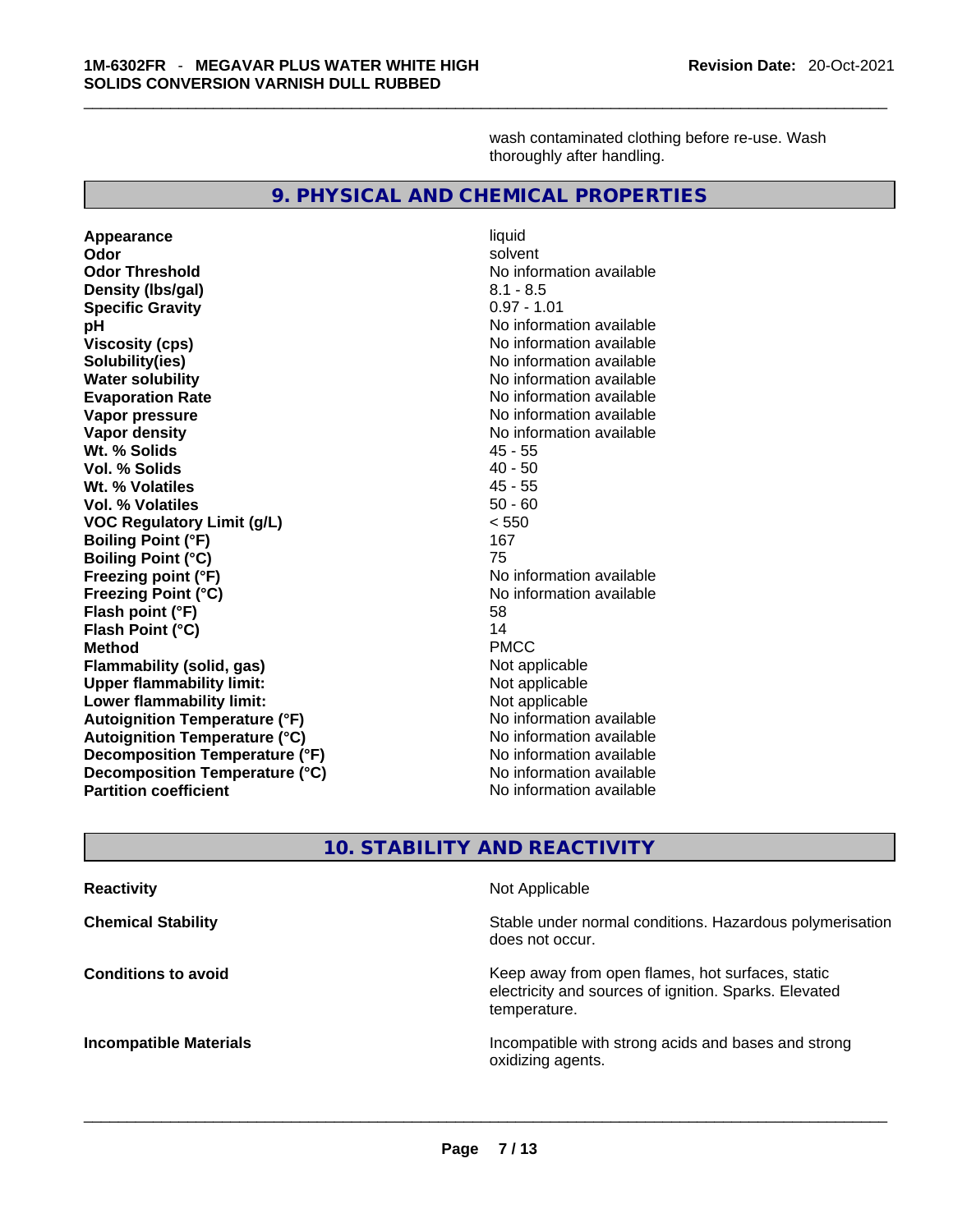wash contaminated clothing before re-use. Wash thoroughly after handling.

## 9. PHYSICAL AND CHEMICAL PROPERTIES

| | |
|---|---|
| **Appearance** | liquid |
| **Odor** | solvent |
| **Odor Threshold** | No information available |
| **Density (lbs/gal)** | 8.1 - 8.5 |
| **Specific Gravity** | 0.97 - 1.01 |
| **pH** | No information available |
| **Viscosity (cps)** | No information available |
| **Solubility(ies)** | No information available |
| **Water solubility** | No information available |
| **Evaporation Rate** | No information available |
| **Vapor pressure** | No information available |
| **Vapor density** | No information available |
| **Wt. % Solids** | 45 - 55 |
| **Vol. % Solids** | 40 - 50 |
| **Wt. % Volatiles** | 45 - 55 |
| **Vol. % Volatiles** | 50 - 60 |
| **VOC Regulatory Limit (g/L)** | < 550 |
| **Boiling Point (°F)** | 167 |
| **Boiling Point (°C)** | 75 |
| **Freezing point (°F)** | No information available |
| **Freezing Point (°C)** | No information available |
| **Flash point (°F)** | 58 |
| **Flash Point (°C)** | 14 |
| **Method** | PMCC |
| **Flammability (solid, gas)** | Not applicable |
| **Upper flammability limit:** | Not applicable |
| **Lower flammability limit:** | Not applicable |
| **Autoignition Temperature (°F)** | No information available |
| **Autoignition Temperature (°C)** | No information available |
| **Decomposition Temperature (°F)** | No information available |
| **Decomposition Temperature (°C)** | No information available |
| **Partition coefficient** | No information available |

## 10. STABILITY AND REACTIVITY

| | |
|---|---|
| **Reactivity** | Not Applicable |
| **Chemical Stability** | Stable under normal conditions. Hazardous polymerisation does not occur. |
| **Conditions to avoid** | Keep away from open flames, hot surfaces, static electricity and sources of ignition. Sparks. Elevated temperature. |
| **Incompatible Materials** | Incompatible with strong acids and bases and strong oxidizing agents. |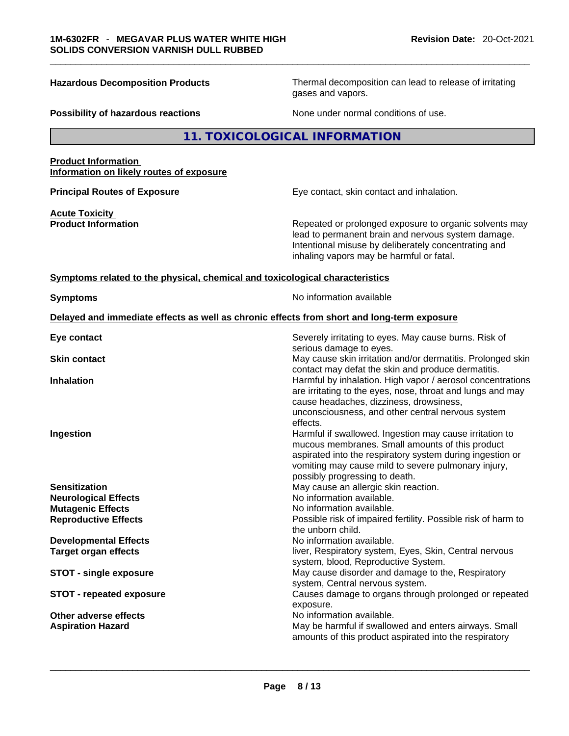**Hazardous Decomposition Products**: Thermal decomposition can lead to release of irritating gases and vapors.

**Possibility of hazardous reactions**: None under normal conditions of use.

## 11. TOXICOLOGICAL INFORMATION

**Product Information**
**Information on likely routes of exposure**

**Principal Routes of Exposure**: Eye contact, skin contact and inhalation.

**Acute Toxicity**
**Product Information**: Repeated or prolonged exposure to organic solvents may lead to permanent brain and nervous system damage. Intentional misuse by deliberately concentrating and inhaling vapors may be harmful or fatal.

**Symptoms related to the physical, chemical and toxicological characteristics**

**Symptoms**: No information available

**Delayed and immediate effects as well as chronic effects from short and long-term exposure**

| | |
|---|---|
| **Eye contact** | Severely irritating to eyes. May cause burns. Risk of serious damage to eyes. |
| **Skin contact** | May cause skin irritation and/or dermatitis. Prolonged skin contact may defat the skin and produce dermatitis. |
| **Inhalation** | Harmful by inhalation. High vapor / aerosol concentrations are irritating to the eyes, nose, throat and lungs and may cause headaches, dizziness, drowsiness, unconsciousness, and other central nervous system effects. |
| **Ingestion** | Harmful if swallowed. Ingestion may cause irritation to mucous membranes. Small amounts of this product aspirated into the respiratory system during ingestion or vomiting may cause mild to severe pulmonary injury, possibly progressing to death. |
| **Sensitization** | May cause an allergic skin reaction. |
| **Neurological Effects** | No information available. |
| **Mutagenic Effects** | No information available. |
| **Reproductive Effects** | Possible risk of impaired fertility. Possible risk of harm to the unborn child. |
| **Developmental Effects** | No information available. |
| **Target organ effects** | liver, Respiratory system, Eyes, Skin, Central nervous system, blood, Reproductive System. |
| **STOT - single exposure** | May cause disorder and damage to the, Respiratory system, Central nervous system. |
| **STOT - repeated exposure** | Causes damage to organs through prolonged or repeated exposure. |
| **Other adverse effects** | No information available. |
| **Aspiration Hazard** | May be harmful if swallowed and enters airways. Small amounts of this product aspirated into the respiratory |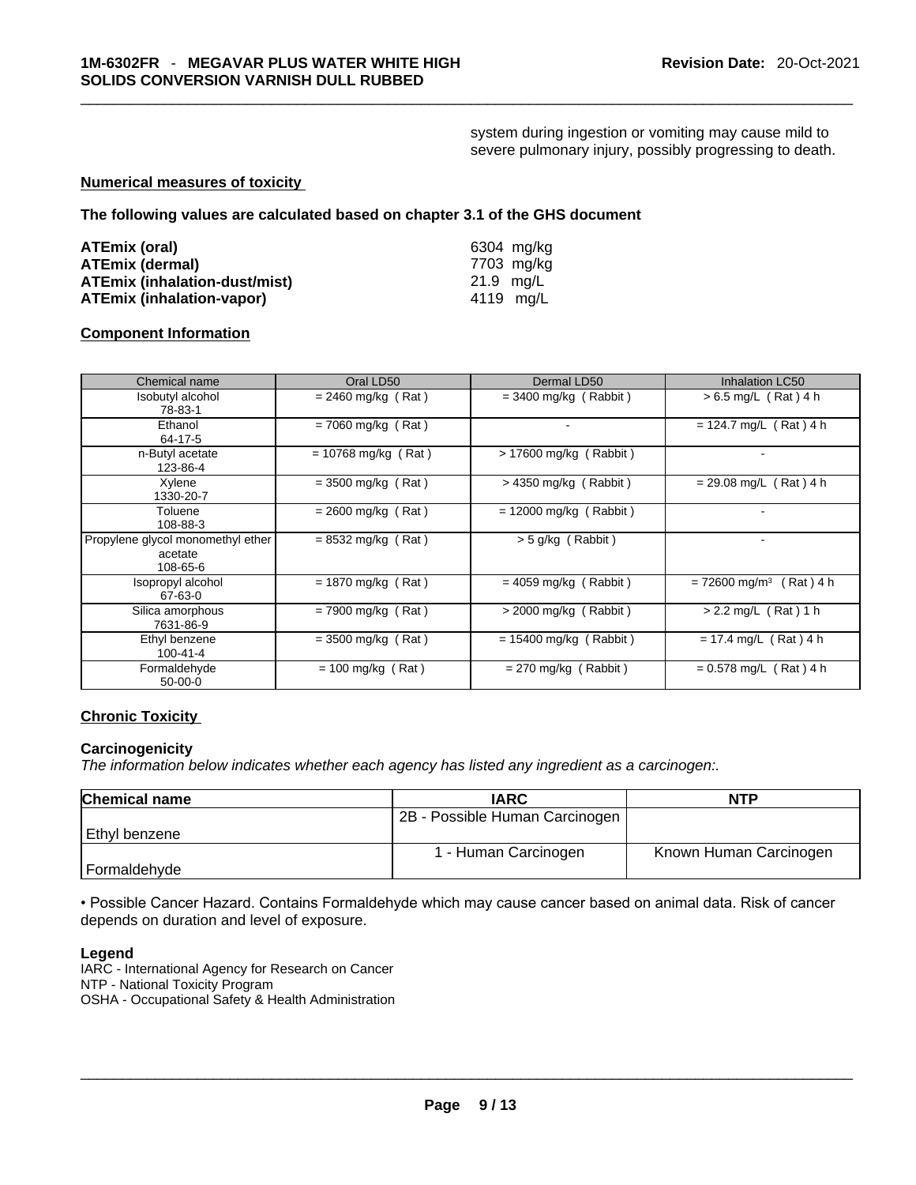system during ingestion or vomiting may cause mild to severe pulmonary injury, possibly progressing to death.

**Numerical measures of toxicity**

**The following values are calculated based on chapter 3.1 of the GHS document**

| | |
|---|---|
| **ATEmix (oral)** | 6304 mg/kg |
| **ATEmix (dermal)** | 7703 mg/kg |
| **ATEmix (inhalation-dust/mist)** | 21.9 mg/L |
| **ATEmix (inhalation-vapor)** | 4119 mg/L |

**Component Information**

| Chemical name | Oral LD50 | Dermal LD50 | Inhalation LC50 |
|---|---|---|---|
| Isobutyl alcohol<br>78-83-1 | = 2460 mg/kg ( Rat ) | = 3400 mg/kg ( Rabbit ) | > 6.5 mg/L ( Rat ) 4 h |
| Ethanol<br>64-17-5 | = 7060 mg/kg ( Rat ) | - | = 124.7 mg/L ( Rat ) 4 h |
| n-Butyl acetate<br>123-86-4 | = 10768 mg/kg ( Rat ) | > 17600 mg/kg ( Rabbit ) | - |
| Xylene<br>1330-20-7 | = 3500 mg/kg ( Rat ) | > 4350 mg/kg ( Rabbit ) | = 29.08 mg/L ( Rat ) 4 h |
| Toluene<br>108-88-3 | = 2600 mg/kg ( Rat ) | = 12000 mg/kg ( Rabbit ) | - |
| Propylene glycol monomethyl ether acetate<br>108-65-6 | = 8532 mg/kg ( Rat ) | > 5 g/kg ( Rabbit ) | - |
| Isopropyl alcohol<br>67-63-0 | = 1870 mg/kg ( Rat ) | = 4059 mg/kg ( Rabbit ) | = 72600 mg/m³ ( Rat ) 4 h |
| Silica amorphous<br>7631-86-9 | = 7900 mg/kg ( Rat ) | > 2000 mg/kg ( Rabbit ) | > 2.2 mg/L ( Rat ) 1 h |
| Ethyl benzene<br>100-41-4 | = 3500 mg/kg ( Rat ) | = 15400 mg/kg ( Rabbit ) | = 17.4 mg/L ( Rat ) 4 h |
| Formaldehyde<br>50-00-0 | = 100 mg/kg ( Rat ) | = 270 mg/kg ( Rabbit ) | = 0.578 mg/L ( Rat ) 4 h |

**Chronic Toxicity**

**Carcinogenicity**

*The information below indicates whether each agency has listed any ingredient as a carcinogen:.*

| Chemical name | IARC | NTP |
|---|---|---|
| Ethyl benzene | 2B - Possible Human Carcinogen | |
| Formaldehyde | 1 - Human Carcinogen | Known Human Carcinogen |

• Possible Cancer Hazard. Contains Formaldehyde which may cause cancer based on animal data. Risk of cancer depends on duration and level of exposure.

**Legend**

IARC - International Agency for Research on Cancer
NTP - National Toxicity Program
OSHA - Occupational Safety & Health Administration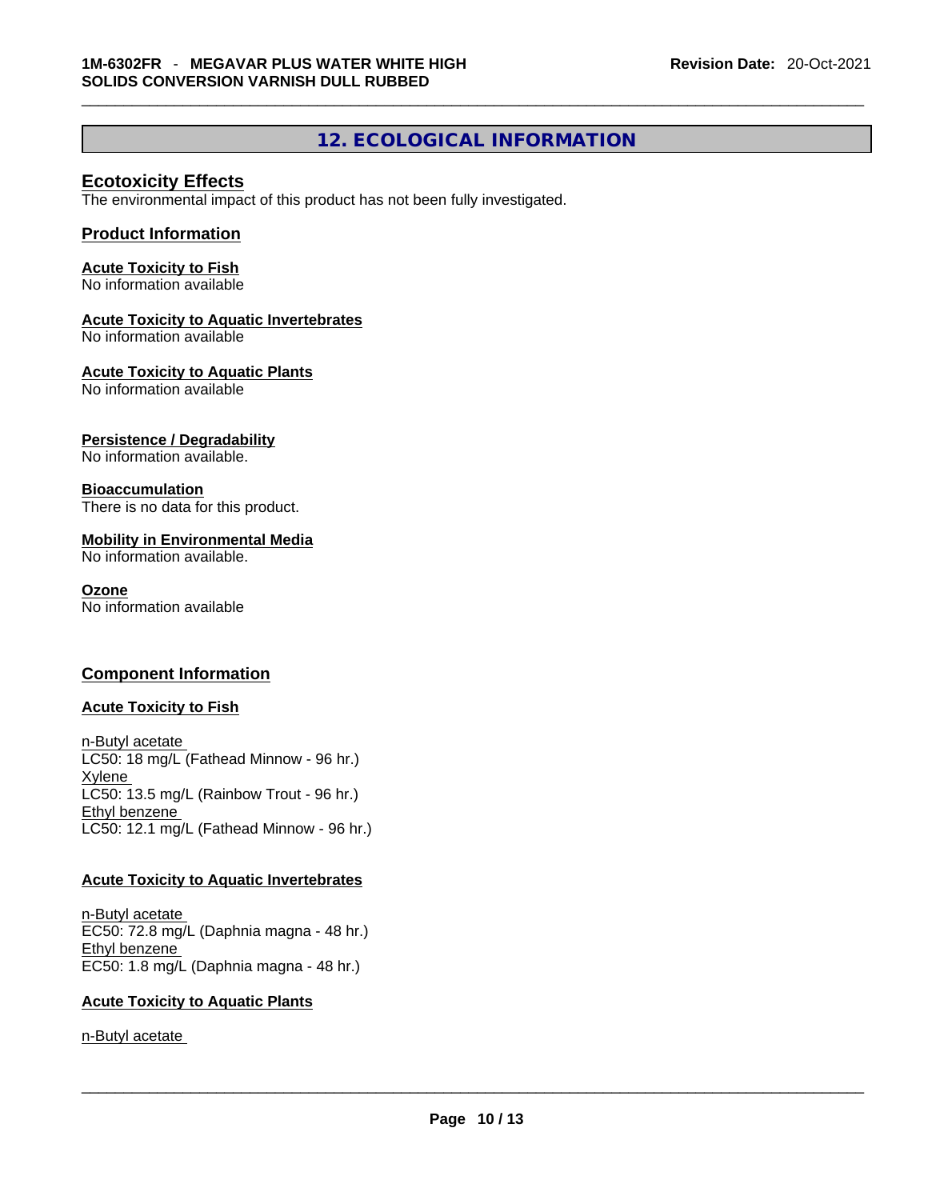## 12. ECOLOGICAL INFORMATION

### Ecotoxicity Effects

The environmental impact of this product has not been fully investigated.

### Product Information

**Acute Toxicity to Fish**
No information available

**Acute Toxicity to Aquatic Invertebrates**
No information available

**Acute Toxicity to Aquatic Plants**
No information available

**Persistence / Degradability**
No information available.

**Bioaccumulation**
There is no data for this product.

**Mobility in Environmental Media**
No information available.

**Ozone**
No information available

### Component Information

**Acute Toxicity to Fish**

n-Butyl acetate
LC50: 18 mg/L (Fathead Minnow - 96 hr.)
Xylene
LC50: 13.5 mg/L (Rainbow Trout - 96 hr.)
Ethyl benzene
LC50: 12.1 mg/L (Fathead Minnow - 96 hr.)

**Acute Toxicity to Aquatic Invertebrates**

n-Butyl acetate
EC50: 72.8 mg/L (Daphnia magna - 48 hr.)
Ethyl benzene
EC50: 1.8 mg/L (Daphnia magna - 48 hr.)

**Acute Toxicity to Aquatic Plants**

n-Butyl acetate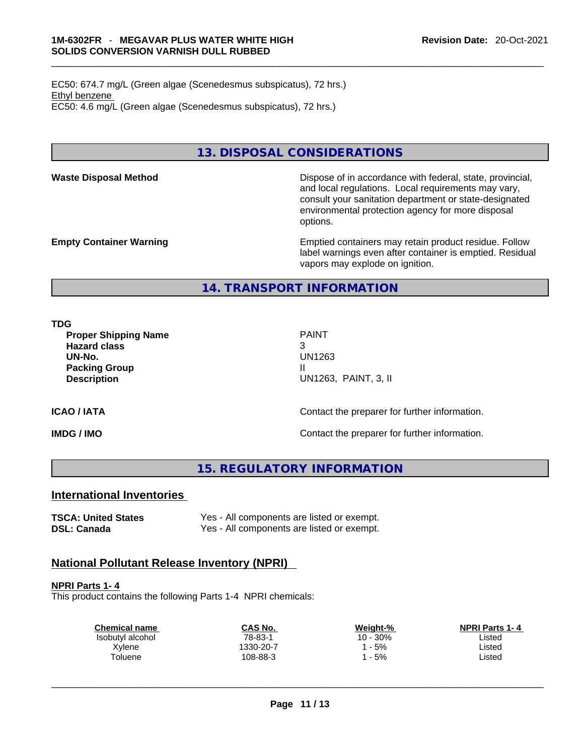EC50: 674.7 mg/L (Green algae (Scenedesmus subspicatus), 72 hrs.)
Ethyl benzene
EC50: 4.6 mg/L (Green algae (Scenedesmus subspicatus), 72 hrs.)

## 13. DISPOSAL CONSIDERATIONS

| | |
|---|---|
| **Waste Disposal Method** | Dispose of in accordance with federal, state, provincial, and local regulations. Local requirements may vary, consult your sanitation department or state-designated environmental protection agency for more disposal options. |
| **Empty Container Warning** | Emptied containers may retain product residue. Follow label warnings even after container is emptied. Residual vapors may explode on ignition. |

## 14. TRANSPORT INFORMATION

**TDG**

| | |
|---|---|
| **Proper Shipping Name** | PAINT |
| **Hazard class** | 3 |
| **UN-No.** | UN1263 |
| **Packing Group** | II |
| **Description** | UN1263, PAINT, 3, II |

**ICAO / IATA** — Contact the preparer for further information.

**IMDG / IMO** — Contact the preparer for further information.

## 15. REGULATORY INFORMATION

### International Inventories

| | |
|---|---|
| **TSCA: United States** | Yes - All components are listed or exempt. |
| **DSL: Canada** | Yes - All components are listed or exempt. |

### National Pollutant Release Inventory (NPRI)

**NPRI Parts 1- 4**

This product contains the following Parts 1-4 NPRI chemicals:

| Chemical name | CAS No. | Weight-% | NPRI Parts 1- 4 |
|---|---|---|---|
| Isobutyl alcohol | 78-83-1 | 10 - 30% | Listed |
| Xylene | 1330-20-7 | 1 - 5% | Listed |
| Toluene | 108-88-3 | 1 - 5% | Listed |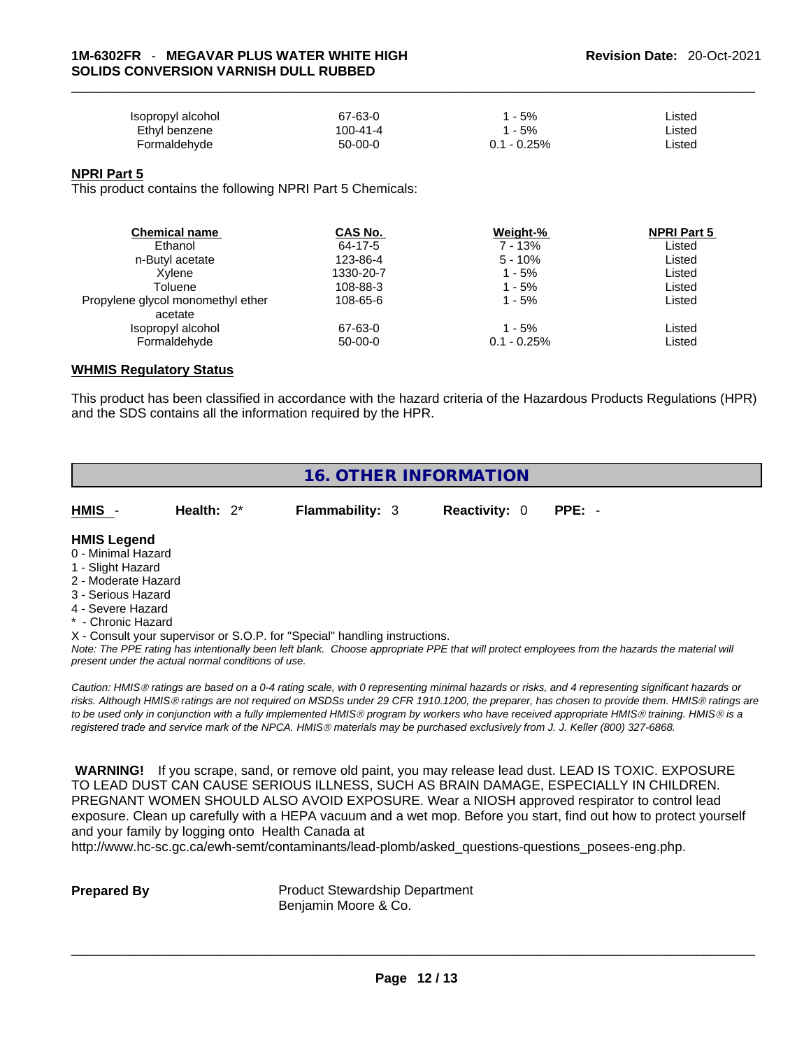| | | | |
|---|---|---|---|
| Isopropyl alcohol | 67-63-0 | 1 - 5% | Listed |
| Ethyl benzene | 100-41-4 | 1 - 5% | Listed |
| Formaldehyde | 50-00-0 | 0.1 - 0.25% | Listed |

**NPRI Part 5**

This product contains the following NPRI Part 5 Chemicals:

| Chemical name | CAS No. | Weight-% | NPRI Part 5 |
|---|---|---|---|
| Ethanol | 64-17-5 | 7 - 13% | Listed |
| n-Butyl acetate | 123-86-4 | 5 - 10% | Listed |
| Xylene | 1330-20-7 | 1 - 5% | Listed |
| Toluene | 108-88-3 | 1 - 5% | Listed |
| Propylene glycol monomethyl ether acetate | 108-65-6 | 1 - 5% | Listed |
| Isopropyl alcohol | 67-63-0 | 1 - 5% | Listed |
| Formaldehyde | 50-00-0 | 0.1 - 0.25% | Listed |

**WHMIS Regulatory Status**

This product has been classified in accordance with the hazard criteria of the Hazardous Products Regulations (HPR) and the SDS contains all the information required by the HPR.

## 16. OTHER INFORMATION

**HMIS** - **Health:** 2* **Flammability:** 3 **Reactivity:** 0 **PPE:** -

**HMIS Legend**
- 0 - Minimal Hazard
- 1 - Slight Hazard
- 2 - Moderate Hazard
- 3 - Serious Hazard
- 4 - Severe Hazard
- * - Chronic Hazard

X - Consult your supervisor or S.O.P. for "Special" handling instructions.

*Note: The PPE rating has intentionally been left blank. Choose appropriate PPE that will protect employees from the hazards the material will present under the actual normal conditions of use.*

*Caution: HMIS® ratings are based on a 0-4 rating scale, with 0 representing minimal hazards or risks, and 4 representing significant hazards or risks. Although HMIS® ratings are not required on MSDSs under 29 CFR 1910.1200, the preparer, has chosen to provide them. HMIS® ratings are to be used only in conjunction with a fully implemented HMIS® program by workers who have received appropriate HMIS® training. HMIS® is a registered trade and service mark of the NPCA. HMIS® materials may be purchased exclusively from J. J. Keller (800) 327-6868.*

**WARNING!** If you scrape, sand, or remove old paint, you may release lead dust. LEAD IS TOXIC. EXPOSURE TO LEAD DUST CAN CAUSE SERIOUS ILLNESS, SUCH AS BRAIN DAMAGE, ESPECIALLY IN CHILDREN. PREGNANT WOMEN SHOULD ALSO AVOID EXPOSURE. Wear a NIOSH approved respirator to control lead exposure. Clean up carefully with a HEPA vacuum and a wet mop. Before you start, find out how to protect yourself and your family by logging onto Health Canada at http://www.hc-sc.gc.ca/ewh-semt/contaminants/lead-plomb/asked_questions-questions_posees-eng.php.

**Prepared By** Product Stewardship Department
Benjamin Moore & Co.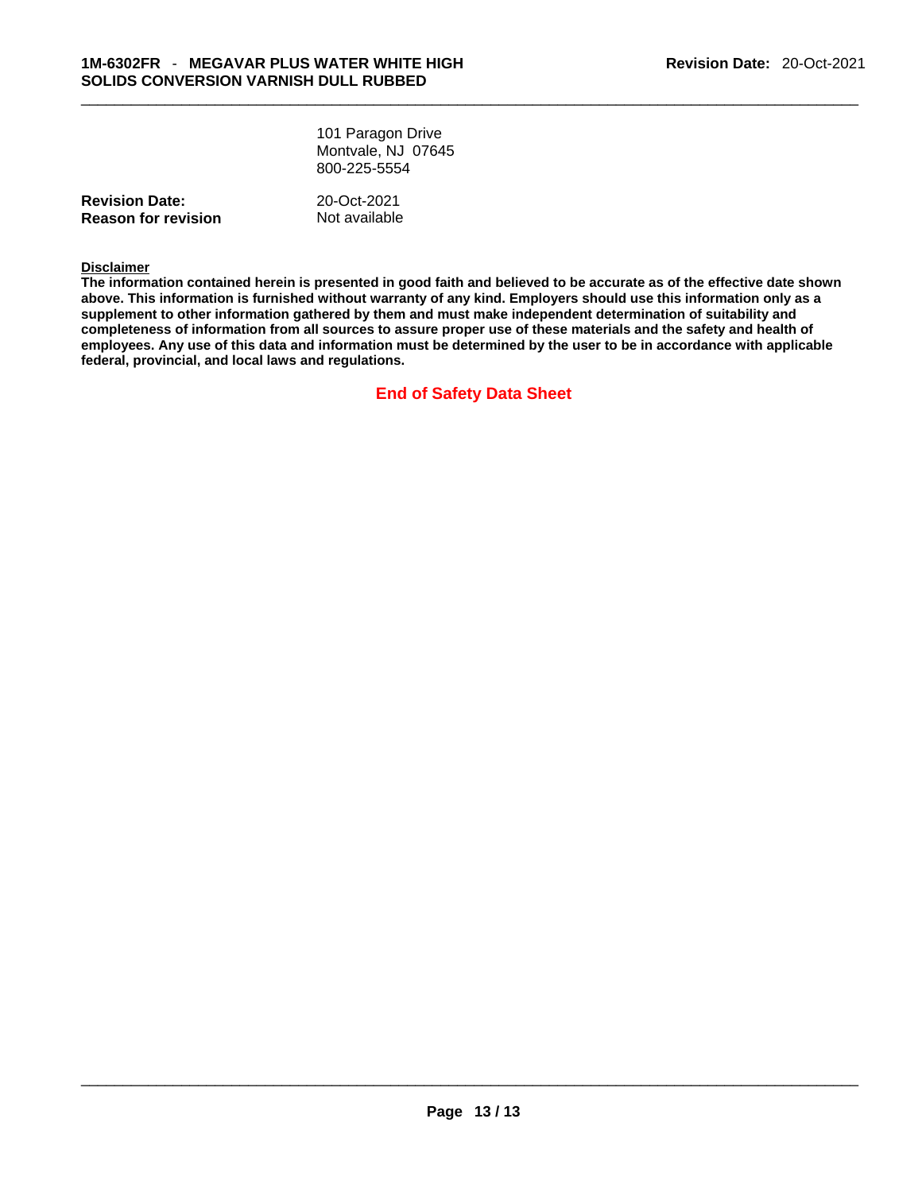101 Paragon Drive
Montvale, NJ 07645
800-225-5554

| | |
|---|---|
| **Revision Date:** | 20-Oct-2021 |
| **Reason for revision** | Not available |

**Disclaimer**

**The information contained herein is presented in good faith and believed to be accurate as of the effective date shown above. This information is furnished without warranty of any kind. Employers should use this information only as a supplement to other information gathered by them and must make independent determination of suitability and completeness of information from all sources to assure proper use of these materials and the safety and health of employees. Any use of this data and information must be determined by the user to be in accordance with applicable federal, provincial, and local laws and regulations.**

**End of Safety Data Sheet**